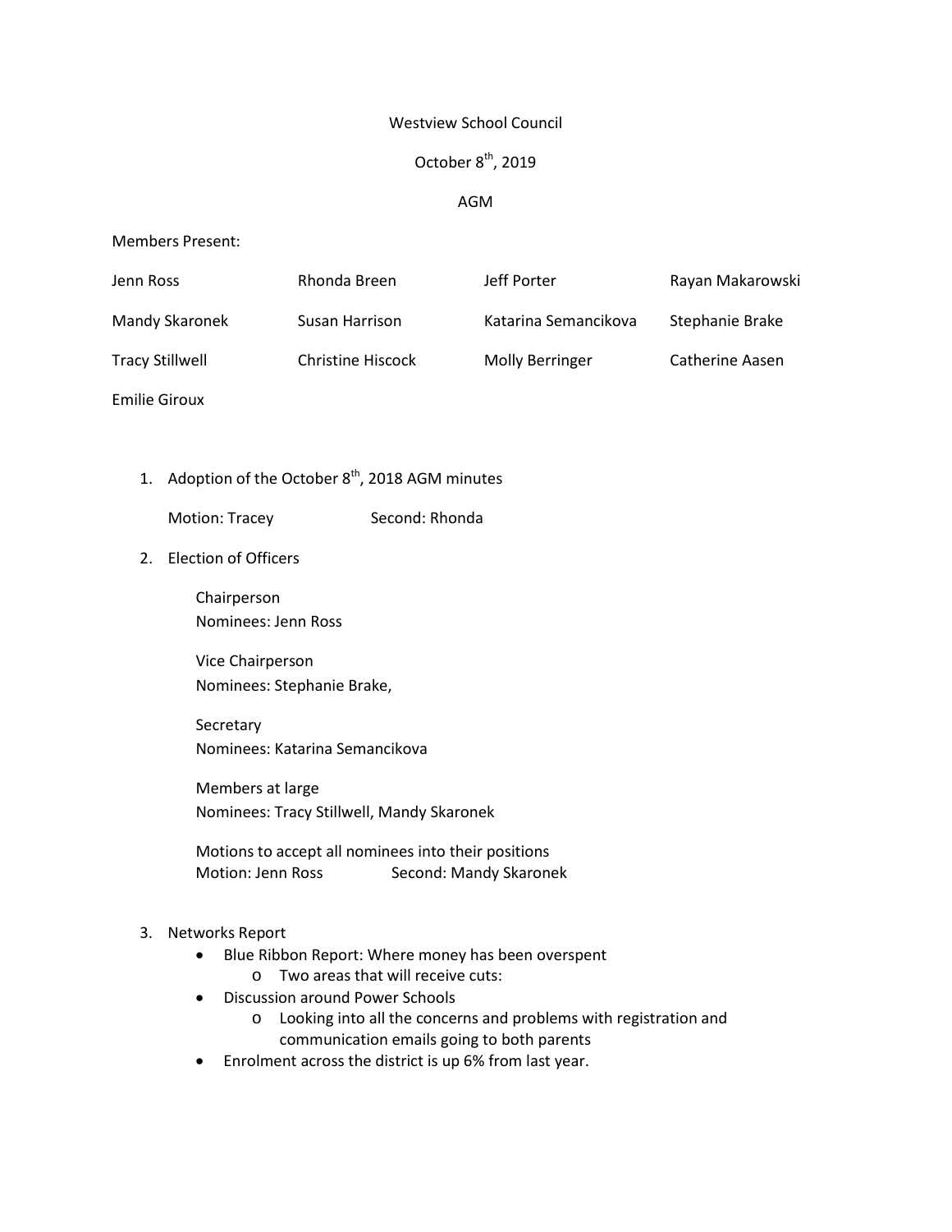Westview School Council

October 8th, 2019

AGM

Members Present:

| | | | |
|---|---|---|---|
| Jenn Ross | Rhonda Breen | Jeff Porter | Rayan Makarowski |
| Mandy Skaronek | Susan Harrison | Katarina Semancikova | Stephanie Brake |
| Tracy Stillwell | Christine Hiscock | Molly Berringer | Catherine Aasen |
| Emilie Giroux | | | |

1. Adoption of the October 8th, 2018 AGM minutes

   Motion: Tracey Second: Rhonda

2. Election of Officers

   Chairperson
   Nominees: Jenn Ross

   Vice Chairperson
   Nominees: Stephanie Brake,

   Secretary
   Nominees: Katarina Semancikova

   Members at large
   Nominees: Tracy Stillwell, Mandy Skaronek

   Motions to accept all nominees into their positions
   Motion: Jenn Ross Second: Mandy Skaronek

3. Networks Report
   - Blue Ribbon Report: Where money has been overspent
     - Two areas that will receive cuts:
   - Discussion around Power Schools
     - Looking into all the concerns and problems with registration and communication emails going to both parents
   - Enrolment across the district is up 6% from last year.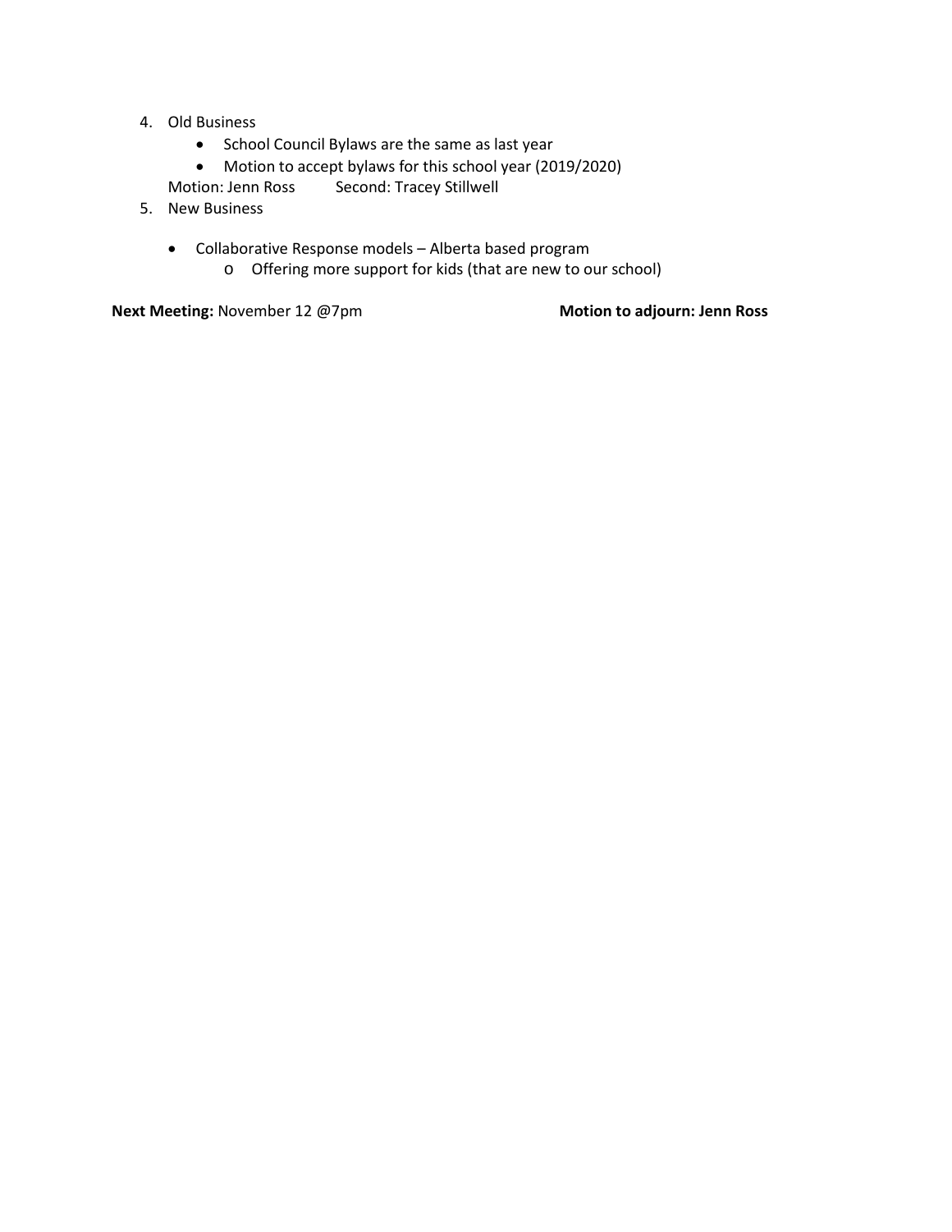4. Old Business
    - School Council Bylaws are the same as last year
    - Motion to accept bylaws for this school year (2019/2020)

   Motion: Jenn Ross    Second: Tracey Stillwell

5. New Business
    - Collaborative Response models – Alberta based program
        - Offering more support for kids (that are new to our school)

**Next Meeting:** November 12 @7pm    **Motion to adjourn: Jenn Ross**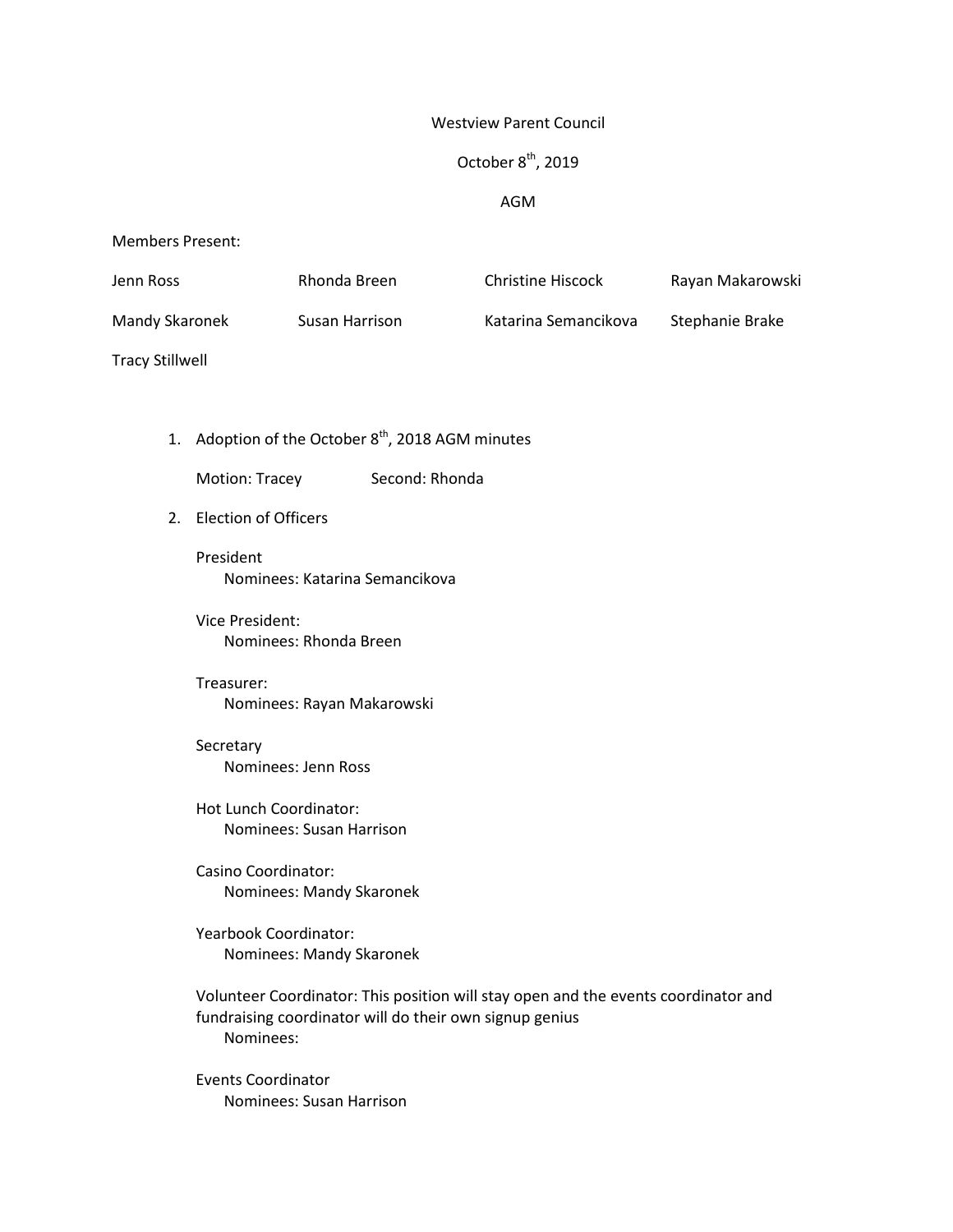Westview Parent Council

October 8th, 2019

AGM

Members Present:

| Jenn Ross | Rhonda Breen | Christine Hiscock | Rayan Makarowski |
|---|---|---|---|
| Mandy Skaronek | Susan Harrison | Katarina Semancikova | Stephanie Brake |
| Tracy Stillwell | | | |

1. Adoption of the October 8th, 2018 AGM minutes

   Motion: Tracey          Second: Rhonda

2. Election of Officers

   President
   - Nominees: Katarina Semancikova

   Vice President:
   - Nominees: Rhonda Breen

   Treasurer:
   - Nominees: Rayan Makarowski

   Secretary
   - Nominees: Jenn Ross

   Hot Lunch Coordinator:
   - Nominees: Susan Harrison

   Casino Coordinator:
   - Nominees: Mandy Skaronek

   Yearbook Coordinator:
   - Nominees: Mandy Skaronek

   Volunteer Coordinator: This position will stay open and the events coordinator and fundraising coordinator will do their own signup genius
   - Nominees:

   Events Coordinator
   - Nominees: Susan Harrison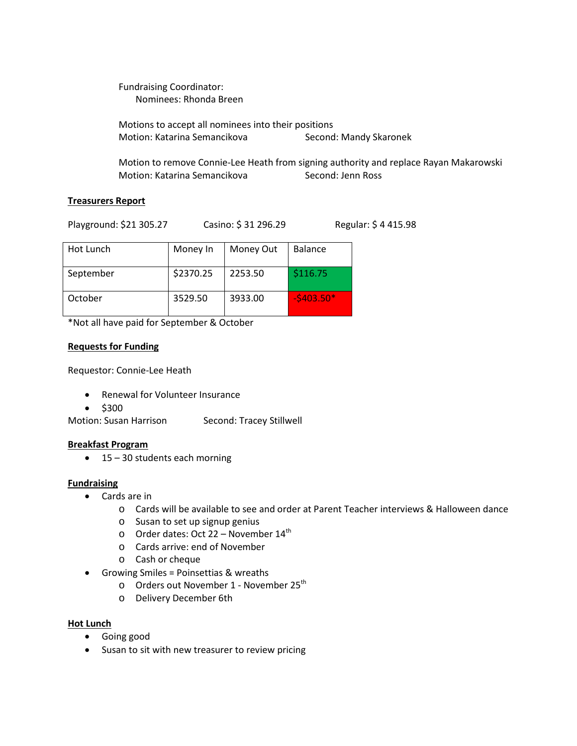Fundraising Coordinator:
  Nominees: Rhonda Breen

Motions to accept all nominees into their positions
Motion: Katarina Semancikova    Second: Mandy Skaronek

Motion to remove Connie-Lee Heath from signing authority and replace Rayan Makarowski
Motion: Katarina Semancikova    Second: Jenn Ross

**Treasurers Report**

Playground: $21 305.27    Casino: $ 31 296.29    Regular: $ 4 415.98

| Hot Lunch | Money In | Money Out | Balance |
|---|---|---|---|
| September | $2370.25 | 2253.50 | $116.75 |
| October | 3529.50 | 3933.00 | -$403.50* |

*Not all have paid for September & October

**Requests for Funding**

Requestor: Connie-Lee Heath

- Renewal for Volunteer Insurance
- $300

Motion: Susan Harrison    Second: Tracey Stillwell

**Breakfast Program**

- 15 – 30 students each morning

**Fundraising**

- Cards are in
  - Cards will be available to see and order at Parent Teacher interviews & Halloween dance
  - Susan to set up signup genius
  - Order dates: Oct 22 – November 14th
  - Cards arrive: end of November
  - Cash or cheque
- Growing Smiles = Poinsettias & wreaths
  - Orders out November 1 - November 25th
  - Delivery December 6th

**Hot Lunch**

- Going good
- Susan to sit with new treasurer to review pricing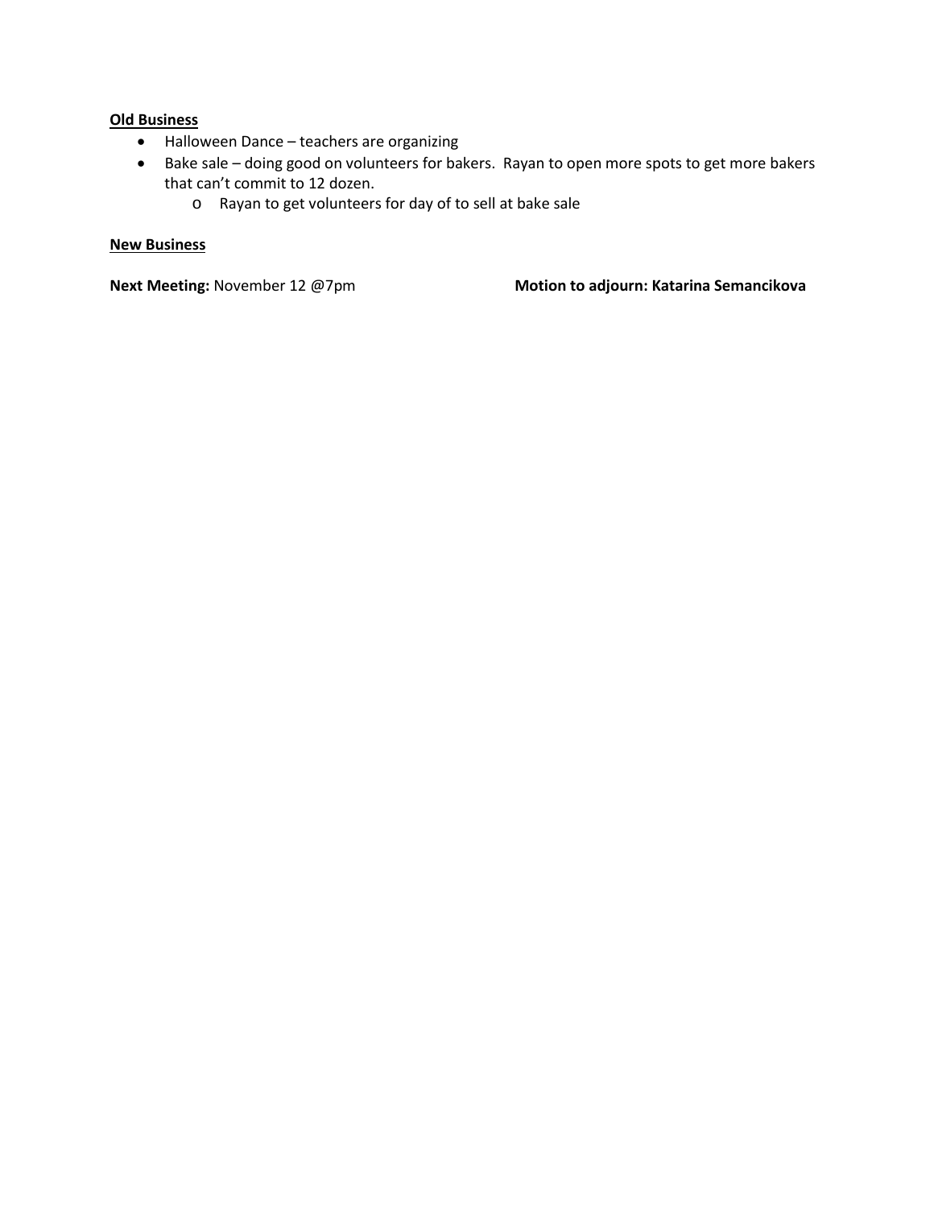**Old Business**

- Halloween Dance – teachers are organizing
- Bake sale – doing good on volunteers for bakers. Rayan to open more spots to get more bakers that can't commit to 12 dozen.
  - Rayan to get volunteers for day of to sell at bake sale

**New Business**

**Next Meeting:** November 12 @7pm

**Motion to adjourn: Katarina Semancikova**